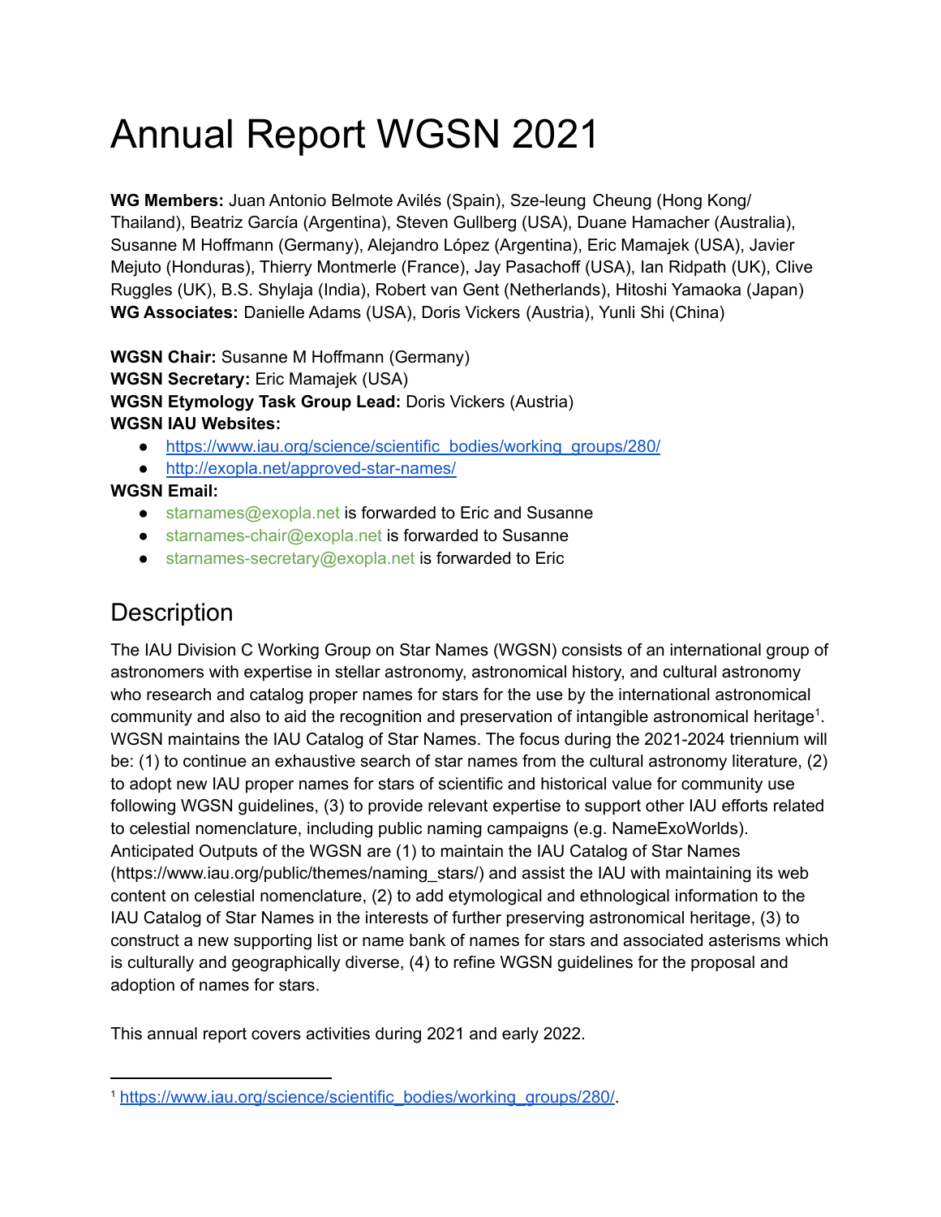# Annual Report WGSN 2021

**WG Members:** Juan Antonio Belmote Avilés (Spain), Sze-leung Cheung (Hong Kong/ Thailand), Beatriz García (Argentina), Steven Gullberg (USA), Duane Hamacher (Australia), Susanne M Hoffmann (Germany), Alejandro López (Argentina), Eric Mamajek (USA), Javier Mejuto (Honduras), Thierry Montmerle (France), Jay Pasachoff (USA), Ian Ridpath (UK), Clive Ruggles (UK), B.S. Shylaja (India), Robert van Gent (Netherlands), Hitoshi Yamaoka (Japan)
**WG Associates:** Danielle Adams (USA), Doris Vickers (Austria), Yunli Shi (China)

**WGSN Chair:** Susanne M Hoffmann (Germany)
**WGSN Secretary:** Eric Mamajek (USA)
**WGSN Etymology Task Group Lead:** Doris Vickers (Austria)
**WGSN IAU Websites:**

- https://www.iau.org/science/scientific_bodies/working_groups/280/
- http://exopla.net/approved-star-names/

**WGSN Email:**

- starnames@exopla.net is forwarded to Eric and Susanne
- starnames-chair@exopla.net is forwarded to Susanne
- starnames-secretary@exopla.net is forwarded to Eric

## Description

The IAU Division C Working Group on Star Names (WGSN) consists of an international group of astronomers with expertise in stellar astronomy, astronomical history, and cultural astronomy who research and catalog proper names for stars for the use by the international astronomical community and also to aid the recognition and preservation of intangible astronomical heritage[1]. WGSN maintains the IAU Catalog of Star Names. The focus during the 2021-2024 triennium will be: (1) to continue an exhaustive search of star names from the cultural astronomy literature, (2) to adopt new IAU proper names for stars of scientific and historical value for community use following WGSN guidelines, (3) to provide relevant expertise to support other IAU efforts related to celestial nomenclature, including public naming campaigns (e.g. NameExoWorlds). Anticipated Outputs of the WGSN are (1) to maintain the IAU Catalog of Star Names (https://www.iau.org/public/themes/naming_stars/) and assist the IAU with maintaining its web content on celestial nomenclature, (2) to add etymological and ethnological information to the IAU Catalog of Star Names in the interests of further preserving astronomical heritage, (3) to construct a new supporting list or name bank of names for stars and associated asterisms which is culturally and geographically diverse, (4) to refine WGSN guidelines for the proposal and adoption of names for stars.

This annual report covers activities during 2021 and early 2022.

[1] https://www.iau.org/science/scientific_bodies/working_groups/280/.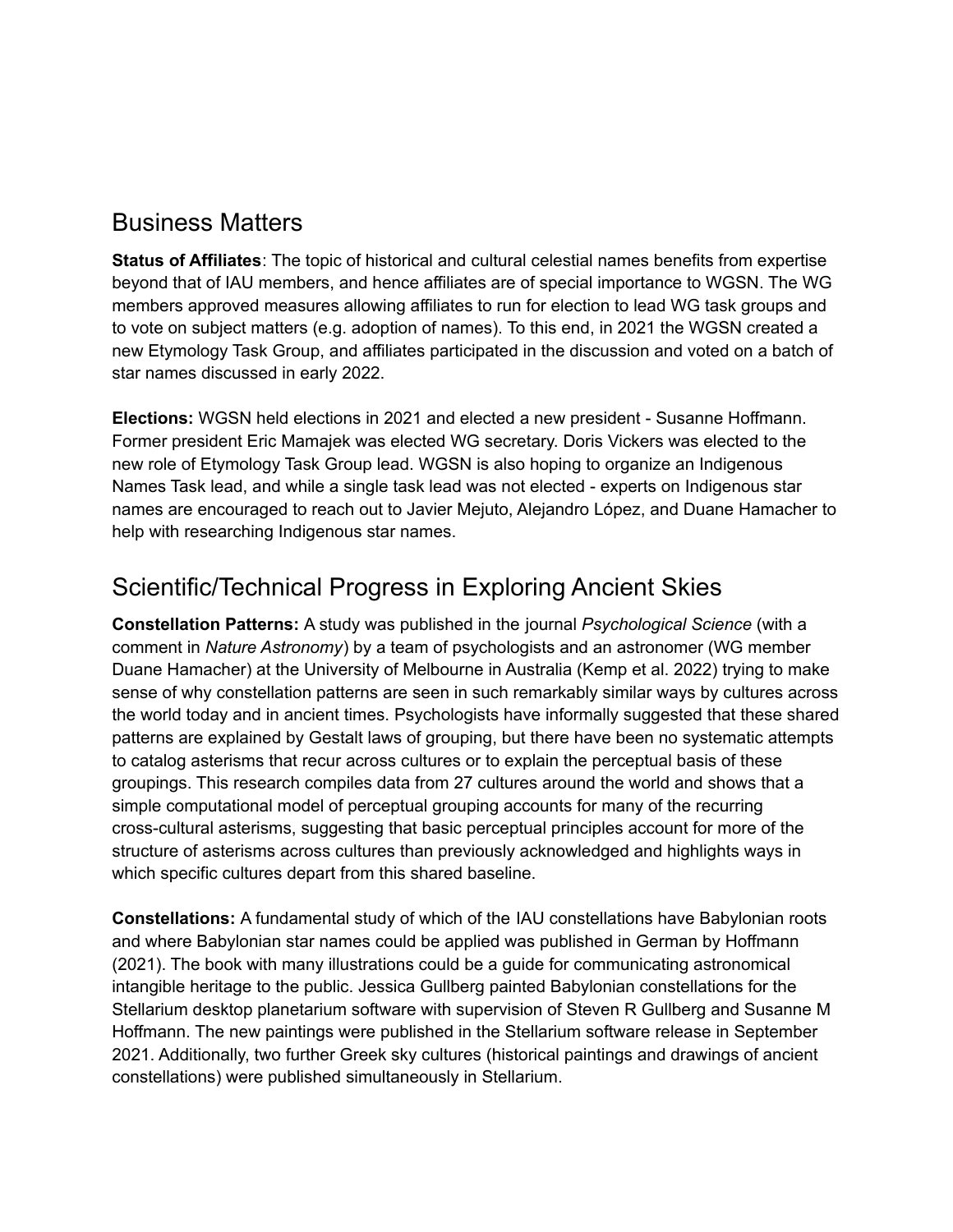## Business Matters

**Status of Affiliates**: The topic of historical and cultural celestial names benefits from expertise beyond that of IAU members, and hence affiliates are of special importance to WGSN. The WG members approved measures allowing affiliates to run for election to lead WG task groups and to vote on subject matters (e.g. adoption of names). To this end, in 2021 the WGSN created a new Etymology Task Group, and affiliates participated in the discussion and voted on a batch of star names discussed in early 2022.

**Elections:** WGSN held elections in 2021 and elected a new president - Susanne Hoffmann. Former president Eric Mamajek was elected WG secretary. Doris Vickers was elected to the new role of Etymology Task Group lead. WGSN is also hoping to organize an Indigenous Names Task lead, and while a single task lead was not elected - experts on Indigenous star names are encouraged to reach out to Javier Mejuto, Alejandro López, and Duane Hamacher to help with researching Indigenous star names.

## Scientific/Technical Progress in Exploring Ancient Skies

**Constellation Patterns:** A study was published in the journal *Psychological Science* (with a comment in *Nature Astronomy*) by a team of psychologists and an astronomer (WG member Duane Hamacher) at the University of Melbourne in Australia (Kemp et al. 2022) trying to make sense of why constellation patterns are seen in such remarkably similar ways by cultures across the world today and in ancient times. Psychologists have informally suggested that these shared patterns are explained by Gestalt laws of grouping, but there have been no systematic attempts to catalog asterisms that recur across cultures or to explain the perceptual basis of these groupings. This research compiles data from 27 cultures around the world and shows that a simple computational model of perceptual grouping accounts for many of the recurring cross-cultural asterisms, suggesting that basic perceptual principles account for more of the structure of asterisms across cultures than previously acknowledged and highlights ways in which specific cultures depart from this shared baseline.

**Constellations:** A fundamental study of which of the IAU constellations have Babylonian roots and where Babylonian star names could be applied was published in German by Hoffmann (2021). The book with many illustrations could be a guide for communicating astronomical intangible heritage to the public. Jessica Gullberg painted Babylonian constellations for the Stellarium desktop planetarium software with supervision of Steven R Gullberg and Susanne M Hoffmann. The new paintings were published in the Stellarium software release in September 2021. Additionally, two further Greek sky cultures (historical paintings and drawings of ancient constellations) were published simultaneously in Stellarium.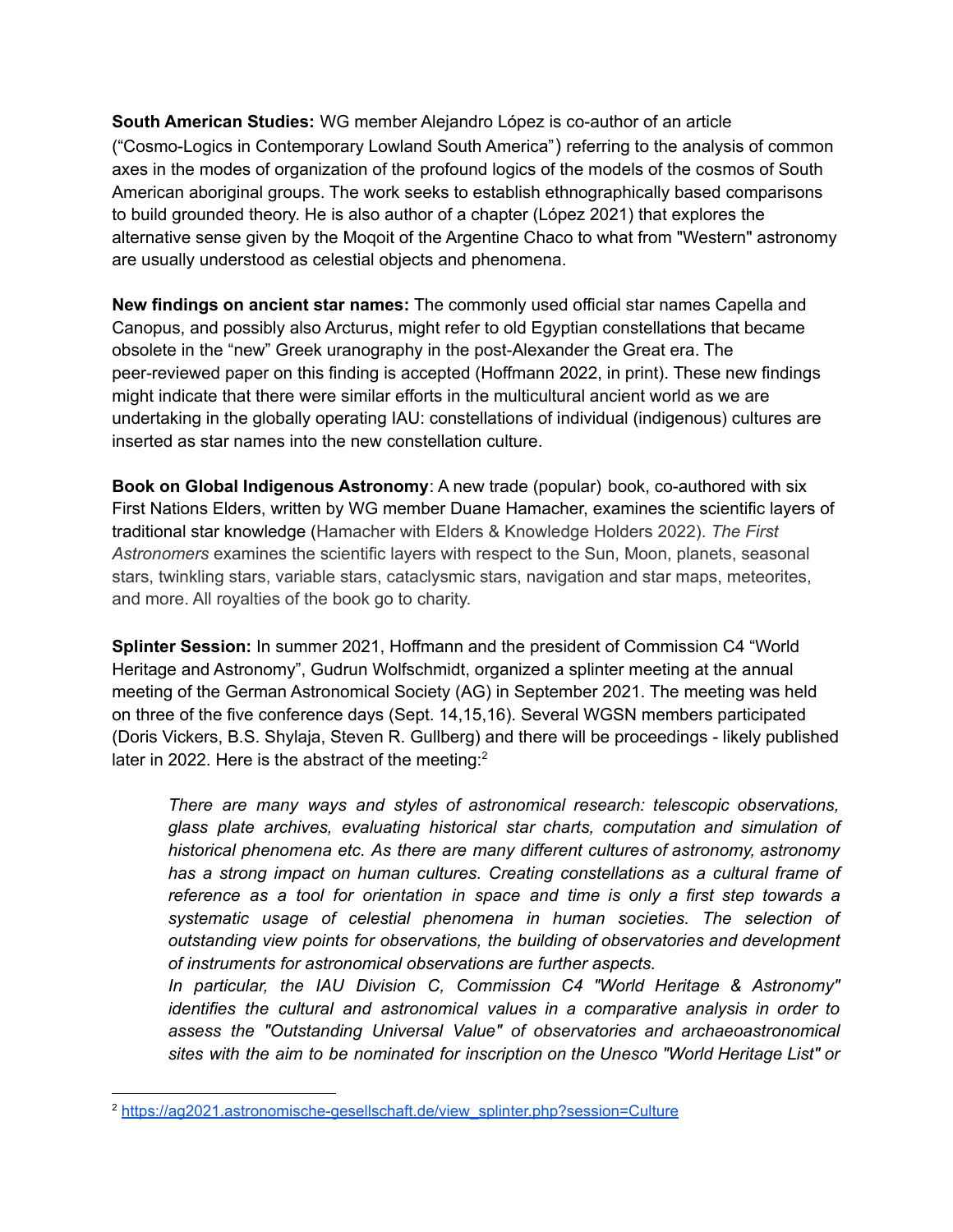**South American Studies:** WG member Alejandro López is co-author of an article ("Cosmo-Logics in Contemporary Lowland South America") referring to the analysis of common axes in the modes of organization of the profound logics of the models of the cosmos of South American aboriginal groups. The work seeks to establish ethnographically based comparisons to build grounded theory. He is also author of a chapter (López 2021) that explores the alternative sense given by the Moqoit of the Argentine Chaco to what from "Western" astronomy are usually understood as celestial objects and phenomena.

**New findings on ancient star names:** The commonly used official star names Capella and Canopus, and possibly also Arcturus, might refer to old Egyptian constellations that became obsolete in the "new" Greek uranography in the post-Alexander the Great era. The peer-reviewed paper on this finding is accepted (Hoffmann 2022, in print). These new findings might indicate that there were similar efforts in the multicultural ancient world as we are undertaking in the globally operating IAU: constellations of individual (indigenous) cultures are inserted as star names into the new constellation culture.

**Book on Global Indigenous Astronomy**: A new trade (popular) book, co-authored with six First Nations Elders, written by WG member Duane Hamacher, examines the scientific layers of traditional star knowledge (Hamacher with Elders & Knowledge Holders 2022). *The First Astronomers* examines the scientific layers with respect to the Sun, Moon, planets, seasonal stars, twinkling stars, variable stars, cataclysmic stars, navigation and star maps, meteorites, and more. All royalties of the book go to charity.

**Splinter Session:** In summer 2021, Hoffmann and the president of Commission C4 "World Heritage and Astronomy", Gudrun Wolfschmidt, organized a splinter meeting at the annual meeting of the German Astronomical Society (AG) in September 2021. The meeting was held on three of the five conference days (Sept. 14,15,16). Several WGSN members participated (Doris Vickers, B.S. Shylaja, Steven R. Gullberg) and there will be proceedings - likely published later in 2022. Here is the abstract of the meeting:[2]

> *There are many ways and styles of astronomical research: telescopic observations, glass plate archives, evaluating historical star charts, computation and simulation of historical phenomena etc. As there are many different cultures of astronomy, astronomy has a strong impact on human cultures. Creating constellations as a cultural frame of reference as a tool for orientation in space and time is only a first step towards a systematic usage of celestial phenomena in human societies. The selection of outstanding view points for observations, the building of observatories and development of instruments for astronomical observations are further aspects.*
>
> *In particular, the IAU Division C, Commission C4 "World Heritage & Astronomy" identifies the cultural and astronomical values in a comparative analysis in order to assess the "Outstanding Universal Value" of observatories and archaeoastronomical sites with the aim to be nominated for inscription on the Unesco "World Heritage List" or*

---

[2] https://ag2021.astronomische-gesellschaft.de/view_splinter.php?session=Culture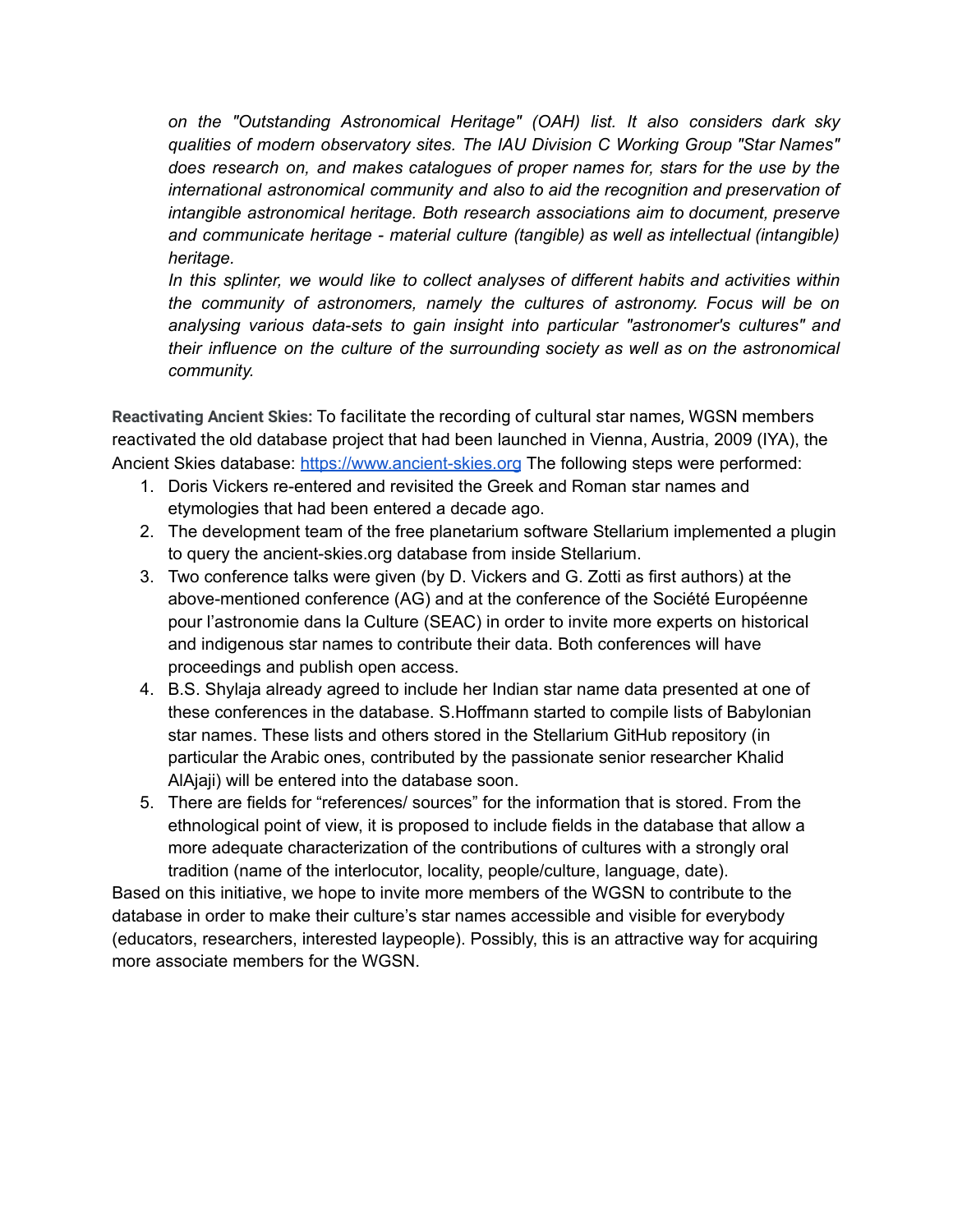*on the "Outstanding Astronomical Heritage" (OAH) list. It also considers dark sky qualities of modern observatory sites. The IAU Division C Working Group "Star Names" does research on, and makes catalogues of proper names for, stars for the use by the international astronomical community and also to aid the recognition and preservation of intangible astronomical heritage. Both research associations aim to document, preserve and communicate heritage - material culture (tangible) as well as intellectual (intangible) heritage.*

*In this splinter, we would like to collect analyses of different habits and activities within the community of astronomers, namely the cultures of astronomy. Focus will be on analysing various data-sets to gain insight into particular "astronomer's cultures" and their influence on the culture of the surrounding society as well as on the astronomical community.*

**Reactivating Ancient Skies:** To facilitate the recording of cultural star names, WGSN members reactivated the old database project that had been launched in Vienna, Austria, 2009 (IYA), the Ancient Skies database: [https://www.ancient-skies.org](https://www.ancient-skies.org) The following steps were performed:

1. Doris Vickers re-entered and revisited the Greek and Roman star names and etymologies that had been entered a decade ago.
2. The development team of the free planetarium software Stellarium implemented a plugin to query the ancient-skies.org database from inside Stellarium.
3. Two conference talks were given (by D. Vickers and G. Zotti as first authors) at the above-mentioned conference (AG) and at the conference of the Société Européenne pour l'astronomie dans la Culture (SEAC) in order to invite more experts on historical and indigenous star names to contribute their data. Both conferences will have proceedings and publish open access.
4. B.S. Shylaja already agreed to include her Indian star name data presented at one of these conferences in the database. S.Hoffmann started to compile lists of Babylonian star names. These lists and others stored in the Stellarium GitHub repository (in particular the Arabic ones, contributed by the passionate senior researcher Khalid AlAjaji) will be entered into the database soon.
5. There are fields for "references/ sources" for the information that is stored. From the ethnological point of view, it is proposed to include fields in the database that allow a more adequate characterization of the contributions of cultures with a strongly oral tradition (name of the interlocutor, locality, people/culture, language, date).

Based on this initiative, we hope to invite more members of the WGSN to contribute to the database in order to make their culture's star names accessible and visible for everybody (educators, researchers, interested laypeople). Possibly, this is an attractive way for acquiring more associate members for the WGSN.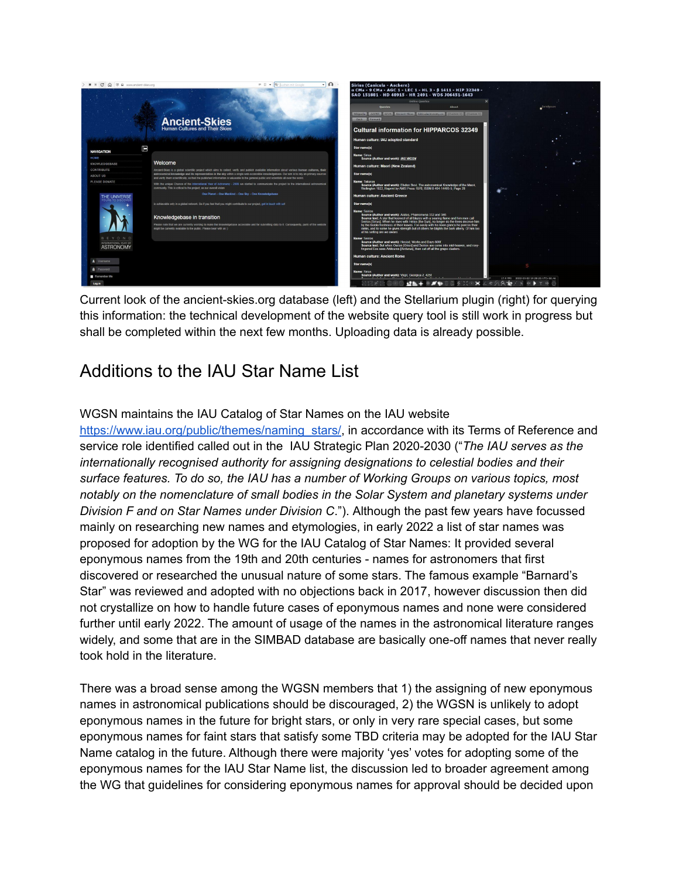Current look of the ancient-skies.org database (left) and the Stellarium plugin (right) for querying this information: the technical development of the website query tool is still work in progress but shall be completed within the next few months. Uploading data is already possible.

## Additions to the IAU Star Name List

WGSN maintains the IAU Catalog of Star Names on the IAU website https://www.iau.org/public/themes/naming_stars/, in accordance with its Terms of Reference and service role identified called out in the IAU Strategic Plan 2020-2030 ("*The IAU serves as the internationally recognised authority for assigning designations to celestial bodies and their surface features. To do so, the IAU has a number of Working Groups on various topics, most notably on the nomenclature of small bodies in the Solar System and planetary systems under Division F and on Star Names under Division C*."). Although the past few years have focussed mainly on researching new names and etymologies, in early 2022 a list of star names was proposed for adoption by the WG for the IAU Catalog of Star Names: It provided several eponymous names from the 19th and 20th centuries - names for astronomers that first discovered or researched the unusual nature of some stars. The famous example "Barnard's Star" was reviewed and adopted with no objections back in 2017, however discussion then did not crystallize on how to handle future cases of eponymous names and none were considered further until early 2022. The amount of usage of the names in the astronomical literature ranges widely, and some that are in the SIMBAD database are basically one-off names that never really took hold in the literature.

There was a broad sense among the WGSN members that 1) the assigning of new eponymous names in astronomical publications should be discouraged, 2) the WGSN is unlikely to adopt eponymous names in the future for bright stars, or only in very rare special cases, but some eponymous names for faint stars that satisfy some TBD criteria may be adopted for the IAU Star Name catalog in the future. Although there were majority 'yes' votes for adopting some of the eponymous names for the IAU Star Name list, the discussion led to broader agreement among the WG that guidelines for considering eponymous names for approval should be decided upon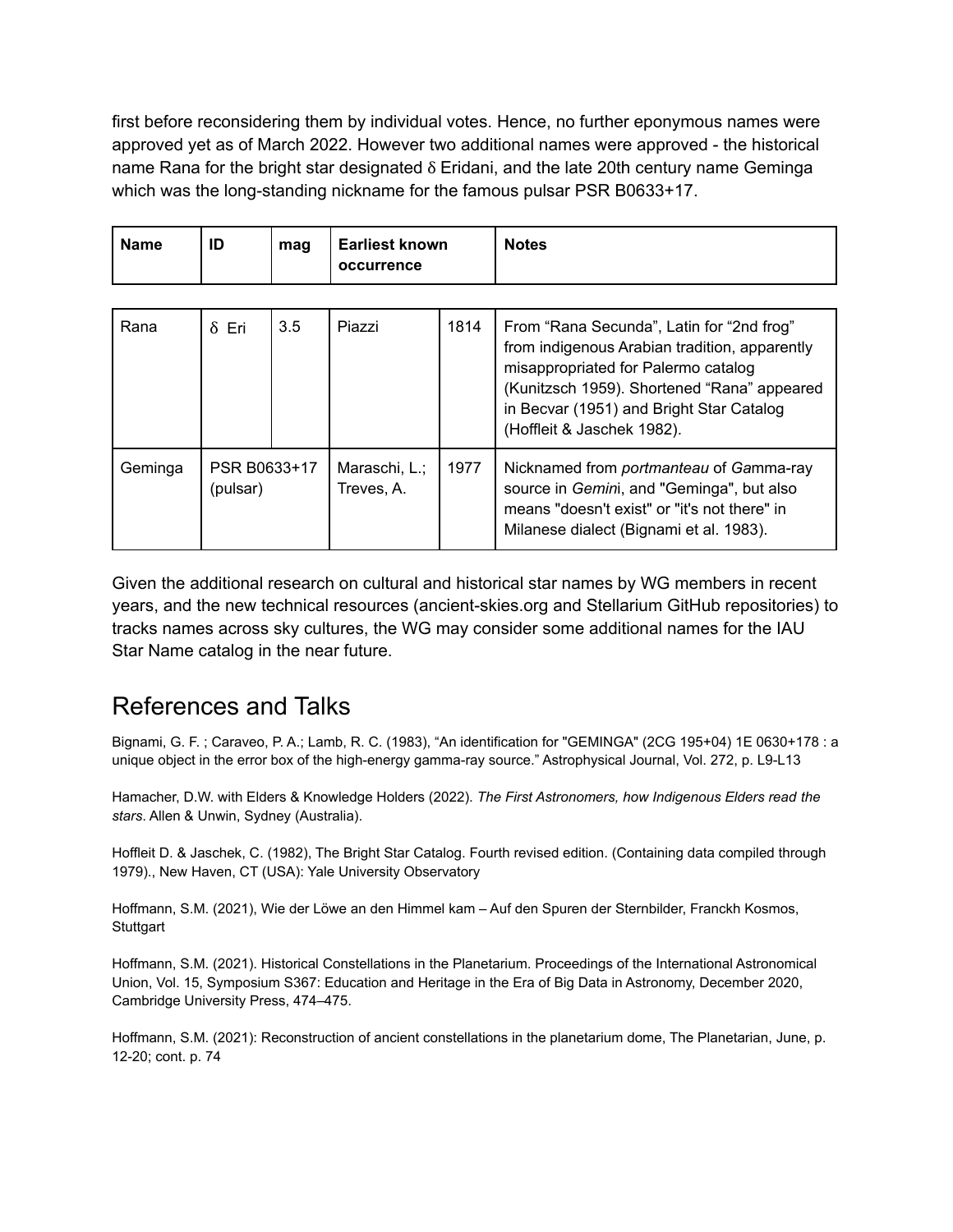first before reconsidering them by individual votes. Hence, no further eponymous names were approved yet as of March 2022. However two additional names were approved - the historical name Rana for the bright star designated $\delta$ Eridani, and the late 20th century name Geminga which was the long-standing nickname for the famous pulsar PSR B0633+17.

| Name | ID | mag | Earliest known occurrence | | Notes |
|---|---|---|---|---|---|
| Rana | $\delta$ Eri | 3.5 | Piazzi | 1814 | From "Rana Secunda", Latin for "2nd frog" from indigenous Arabian tradition, apparently misappropriated for Palermo catalog (Kunitzsch 1959). Shortened "Rana" appeared in Becvar (1951) and Bright Star Catalog (Hoffleit & Jaschek 1982). |
| Geminga | PSR B0633+17 (pulsar) | | Maraschi, L.; Treves, A. | 1977 | Nicknamed from *portmanteau* of *Ga*mma-ray source in *Gemin*i, and "Geminga", but also means "doesn't exist" or "it's not there" in Milanese dialect (Bignami et al. 1983). |

Given the additional research on cultural and historical star names by WG members in recent years, and the new technical resources (ancient-skies.org and Stellarium GitHub repositories) to tracks names across sky cultures, the WG may consider some additional names for the IAU Star Name catalog in the near future.

# References and Talks

Bignami, G. F. ; Caraveo, P. A.; Lamb, R. C. (1983), "An identification for "GEMINGA" (2CG 195+04) 1E 0630+178 : a unique object in the error box of the high-energy gamma-ray source." Astrophysical Journal, Vol. 272, p. L9-L13

Hamacher, D.W. with Elders & Knowledge Holders (2022). *The First Astronomers, how Indigenous Elders read the stars*. Allen & Unwin, Sydney (Australia).

Hoffleit D. & Jaschek, C. (1982), The Bright Star Catalog. Fourth revised edition. (Containing data compiled through 1979)., New Haven, CT (USA): Yale University Observatory

Hoffmann, S.M. (2021), Wie der Löwe an den Himmel kam – Auf den Spuren der Sternbilder, Franckh Kosmos, Stuttgart

Hoffmann, S.M. (2021). Historical Constellations in the Planetarium. Proceedings of the International Astronomical Union, Vol. 15, Symposium S367: Education and Heritage in the Era of Big Data in Astronomy, December 2020, Cambridge University Press, 474–475.

Hoffmann, S.M. (2021): Reconstruction of ancient constellations in the planetarium dome, The Planetarian, June, p. 12-20; cont. p. 74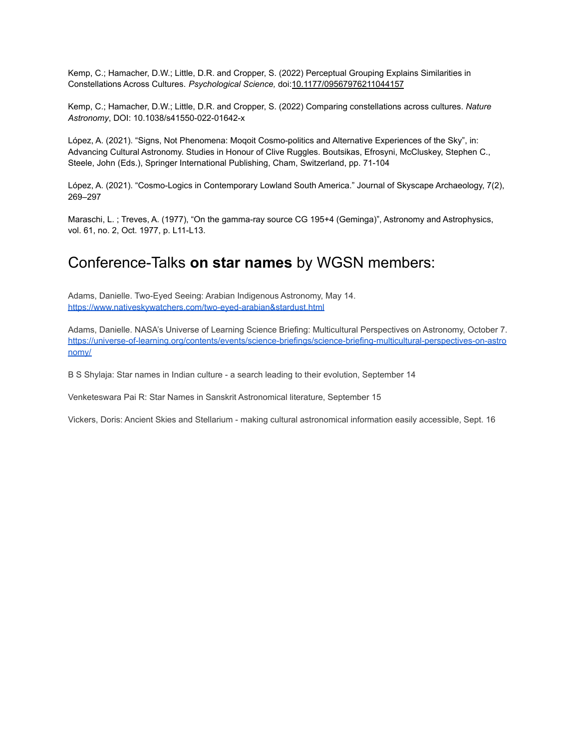Kemp, C.; Hamacher, D.W.; Little, D.R. and Cropper, S. (2022) Perceptual Grouping Explains Similarities in Constellations Across Cultures. *Psychological Science,* doi:[10.1177/09567976211044157](https://doi.org/10.1177/09567976211044157)

Kemp, C.; Hamacher, D.W.; Little, D.R. and Cropper, S. (2022) Comparing constellations across cultures. *Nature Astronomy*, DOI: 10.1038/s41550-022-01642-x

López, A. (2021). "Signs, Not Phenomena: Moqoit Cosmo-politics and Alternative Experiences of the Sky", in: Advancing Cultural Astronomy. Studies in Honour of Clive Ruggles. Boutsikas, Efrosyni, McCluskey, Stephen C., Steele, John (Eds.), Springer International Publishing, Cham, Switzerland, pp. 71-104

López, A. (2021). "Cosmo-Logics in Contemporary Lowland South America." Journal of Skyscape Archaeology, 7(2), 269–297

Maraschi, L. ; Treves, A. (1977), "On the gamma-ray source CG 195+4 (Geminga)", Astronomy and Astrophysics, vol. 61, no. 2, Oct. 1977, p. L11-L13.

## Conference-Talks **on star names** by WGSN members:

Adams, Danielle. Two-Eyed Seeing: Arabian Indigenous Astronomy, May 14. [https://www.nativeskywatchers.com/two-eyed-arabian&stardust.html](https://www.nativeskywatchers.com/two-eyed-arabian&stardust.html)

Adams, Danielle. NASA's Universe of Learning Science Briefing: Multicultural Perspectives on Astronomy, October 7. [https://universe-of-learning.org/contents/events/science-briefings/science-briefing-multicultural-perspectives-on-astronomy/](https://universe-of-learning.org/contents/events/science-briefings/science-briefing-multicultural-perspectives-on-astronomy/)

B S Shylaja: Star names in Indian culture - a search leading to their evolution, September 14

Venketeswara Pai R: Star Names in Sanskrit Astronomical literature, September 15

Vickers, Doris: Ancient Skies and Stellarium - making cultural astronomical information easily accessible, Sept. 16